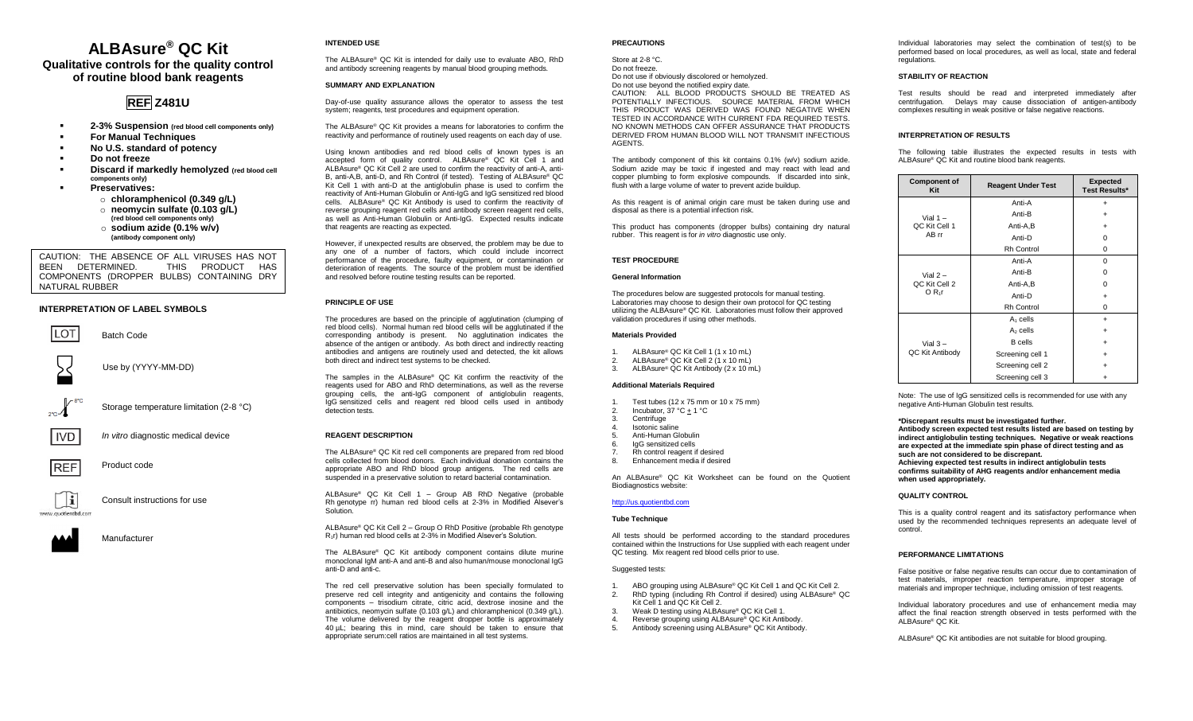# ALBAsure® QC Kit

## Qualitative controls for the quality control of routine blood bank reagents

**REF Z481U**

- **2-3% Suspension (red blood cell components only)**
- **For Manual Techniques**
- **No U.S. standard of potency**
- **Do not freeze**
- **Discard if markedly hemolyzed (red blood cell components only)**
- **Preservatives:**
  - **chloramphenicol (0.349 g/L)**
  - **neomycin sulfate (0.103 g/L) (red blood cell components only)**
  - **sodium azide (0.1% w/v) (antibody component only)**

CAUTION: THE ABSENCE OF ALL VIRUSES HAS NOT BEEN DETERMINED. THIS PRODUCT HAS COMPONENTS (DROPPER BULBS) CONTAINING DRY NATURAL RUBBER

### INTERPRETATION OF LABEL SYMBOLS

| Symbol | Meaning |
|---|---|
| LOT | Batch Code |
| | Use by (YYYY-MM-DD) |
| 2°C–8°C | Storage temperature limitation (2-8 °C) |
| IVD | *In vitro* diagnostic medical device |
| REF | Product code |
| www.quotientbd.com | Consult instructions for use |
| | Manufacturer |

### INTENDED USE

The ALBAsure® QC Kit is intended for daily use to evaluate ABO, RhD and antibody screening reagents by manual blood grouping methods.

### SUMMARY AND EXPLANATION

Day-of-use quality assurance allows the operator to assess the test system; reagents, test procedures and equipment operation.

The ALBAsure® QC Kit provides a means for laboratories to confirm the reactivity and performance of routinely used reagents on each day of use.

Using known antibodies and red blood cells of known types is an accepted form of quality control. ALBAsure® QC Kit Cell 1 and ALBAsure® QC Kit Cell 2 are used to confirm the reactivity of anti-A, anti-B, anti-A,B, anti-D, and Rh Control (if tested). Testing of ALBAsure® QC Kit Cell 1 with anti-D at the antiglobulin phase is used to confirm the reactivity of Anti-Human Globulin or Anti-IgG and IgG sensitized red blood cells. ALBAsure® QC Kit Antibody is used to confirm the reactivity of reverse grouping reagent red cells and antibody screen reagent red cells, as well as Anti-Human Globulin or Anti-IgG. Expected results indicate that reagents are reacting as expected.

However, if unexpected results are observed, the problem may be due to any one of a number of factors, which could include incorrect performance of the procedure, faulty equipment, or contamination or deterioration of reagents. The source of the problem must be identified and resolved before routine testing results can be reported.

### PRINCIPLE OF USE

The procedures are based on the principle of agglutination (clumping of red blood cells). Normal human red blood cells will be agglutinated if the corresponding antibody is present. No agglutination indicates the absence of the antigen or antibody. As both direct and indirectly reacting antibodies and antigens are routinely used and detected, the kit allows both direct and indirect test systems to be checked.

The samples in the ALBAsure® QC Kit confirm the reactivity of the reagents used for ABO and RhD determinations, as well as the reverse grouping cells, the anti-IgG component of antiglobulin reagents, IgG sensitized cells and reagent red blood cells used in antibody detection tests.

### REAGENT DESCRIPTION

The ALBAsure® QC Kit red cell components are prepared from red blood cells collected from blood donors. Each individual donation contains the appropriate ABO and RhD blood group antigens. The red cells are suspended in a preservative solution to retard bacterial contamination.

ALBAsure® QC Kit Cell 1 – Group AB RhD Negative (probable Rh genotype rr) human red blood cells at 2-3% in Modified Alsever's Solution.

ALBAsure® QC Kit Cell 2 – Group O RhD Positive (probable Rh genotype $R_1r$) human red blood cells at 2-3% in Modified Alsever's Solution.

The ALBAsure® QC Kit antibody component contains dilute murine monoclonal IgM anti-A and anti-B and also human/mouse monoclonal IgG anti-D and anti-c.

The red cell preservative solution has been specially formulated to preserve red cell integrity and antigenicity and contains the following components – trisodium citrate, citric acid, dextrose inosine and the antibiotics, neomycin sulfate (0.103 g/L) and chloramphenicol (0.349 g/L). The volume delivered by the reagent dropper bottle is approximately 40 µL; bearing this in mind, care should be taken to ensure that appropriate serum:cell ratios are maintained in all test systems.

### PRECAUTIONS

Store at 2-8 °C.
Do not freeze.
Do not use if obviously discolored or hemolyzed.
Do not use beyond the notified expiry date.
CAUTION: ALL BLOOD PRODUCTS SHOULD BE TREATED AS POTENTIALLY INFECTIOUS. SOURCE MATERIAL FROM WHICH THIS PRODUCT WAS DERIVED WAS FOUND NEGATIVE WHEN TESTED IN ACCORDANCE WITH CURRENT FDA REQUIRED TESTS. NO KNOWN METHODS CAN OFFER ASSURANCE THAT PRODUCTS DERIVED FROM HUMAN BLOOD WILL NOT TRANSMIT INFECTIOUS AGENTS.

The antibody component of this kit contains 0.1% (w/v) sodium azide. Sodium azide may be toxic if ingested and may react with lead and copper plumbing to form explosive compounds. If discarded into sink, flush with a large volume of water to prevent azide buildup.

As this reagent is of animal origin care must be taken during use and disposal as there is a potential infection risk.

This product has components (dropper bulbs) containing dry natural rubber. This reagent is for *in vitro* diagnostic use only.

### TEST PROCEDURE

#### General Information

The procedures below are suggested protocols for manual testing. Laboratories may choose to design their own protocol for QC testing utilizing the ALBAsure® QC Kit. Laboratories must follow their approved validation procedures if using other methods.

#### Materials Provided

1. ALBAsure® QC Kit Cell 1 (1 x 10 mL)
2. ALBAsure® QC Kit Cell 2 (1 x 10 mL)
3. ALBAsure® QC Kit Antibody (2 x 10 mL)

#### Additional Materials Required

1. Test tubes (12 x 75 mm or 10 x 75 mm)
2. Incubator, 37 °C ± 1 °C
3. Centrifuge
4. Isotonic saline
5. Anti-Human Globulin
6. IgG sensitized cells
7. Rh control reagent if desired
8. Enhancement media if desired

An ALBAsure® QC Kit Worksheet can be found on the Quotient Biodiagnostics website:

http://us.quotientbd.com

#### Tube Technique

All tests should be performed according to the standard procedures contained within the Instructions for Use supplied with each reagent under QC testing. Mix reagent red blood cells prior to use.

Suggested tests:

1. ABO grouping using ALBAsure® QC Kit Cell 1 and QC Kit Cell 2.
2. RhD typing (including Rh Control if desired) using ALBAsure® QC Kit Cell 1 and QC Kit Cell 2.
3. Weak D testing using ALBAsure® QC Kit Cell 1.
4. Reverse grouping using ALBAsure® QC Kit Antibody.
5. Antibody screening using ALBAsure® QC Kit Antibody.

Individual laboratories may select the combination of test(s) to be performed based on local procedures, as well as local, state and federal regulations.

### STABILITY OF REACTION

Test results should be read and interpreted immediately after centrifugation. Delays may cause dissociation of antigen-antibody complexes resulting in weak positive or false negative reactions.

### INTERPRETATION OF RESULTS

The following table illustrates the expected results in tests with ALBAsure® QC Kit and routine blood bank reagents.

| Component of Kit | Reagent Under Test | Expected Test Results* |
|---|---|---|
| Vial 1 – QC Kit Cell 1 AB rr | Anti-A | + |
| | Anti-B | + |
| | Anti-A,B | + |
| | Anti-D | 0 |
| | Rh Control | 0 |
| Vial 2 – QC Kit Cell 2 O $R_1r$ | Anti-A | 0 |
| | Anti-B | 0 |
| | Anti-A,B | 0 |
| | Anti-D | + |
| | Rh Control | 0 |
| Vial 3 – QC Kit Antibody | $A_1$ cells | + |
| | $A_2$ cells | + |
| | B cells | + |
| | Screening cell 1 | + |
| | Screening cell 2 | + |
| | Screening cell 3 | + |

Note: The use of IgG sensitized cells is recommended for use with any negative Anti-Human Globulin test results.

**\*Discrepant results must be investigated further.**
**Antibody screen expected test results listed are based on testing by indirect antiglobulin testing techniques. Negative or weak reactions are expected at the immediate spin phase of direct testing and as such are not considered to be discrepant.**
**Achieving expected test results in indirect antiglobulin tests confirms suitability of AHG reagents and/or enhancement media when used appropriately.**

### QUALITY CONTROL

This is a quality control reagent and its satisfactory performance when used by the recommended techniques represents an adequate level of control.

### PERFORMANCE LIMITATIONS

False positive or false negative results can occur due to contamination of test materials, improper reaction temperature, improper storage of materials and improper technique, including omission of test reagents.

Individual laboratory procedures and use of enhancement media may affect the final reaction strength observed in tests performed with the ALBAsure® QC Kit.

ALBAsure® QC Kit antibodies are not suitable for blood grouping.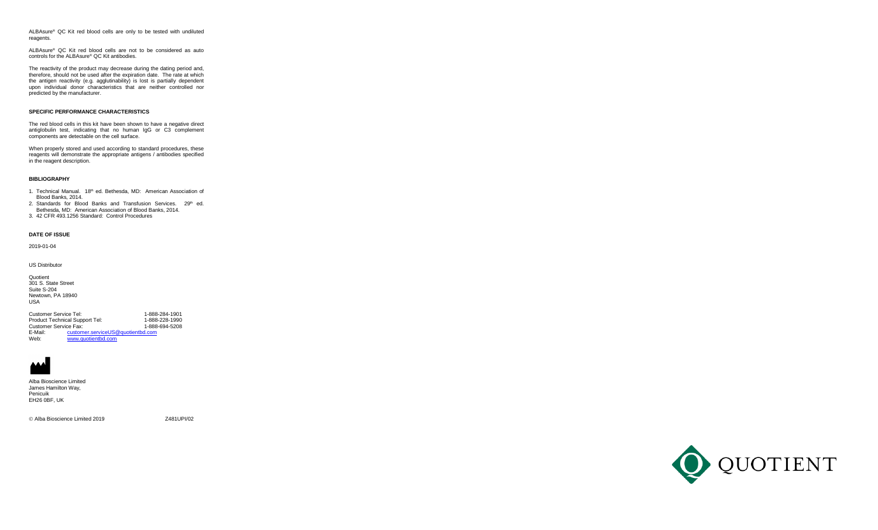ALBAsure® QC Kit red blood cells are only to be tested with undiluted reagents.

ALBAsure® QC Kit red blood cells are not to be considered as auto controls for the ALBAsure® QC Kit antibodies.

The reactivity of the product may decrease during the dating period and, therefore, should not be used after the expiration date. The rate at which the antigen reactivity (e.g. agglutinability) is lost is partially dependent upon individual donor characteristics that are neither controlled nor predicted by the manufacturer.

**SPECIFIC PERFORMANCE CHARACTERISTICS**

The red blood cells in this kit have been shown to have a negative direct antiglobulin test, indicating that no human IgG or C3 complement components are detectable on the cell surface.

When properly stored and used according to standard procedures, these reagents will demonstrate the appropriate antigens / antibodies specified in the reagent description.

**BIBLIOGRAPHY**

1. Technical Manual. 18th ed. Bethesda, MD: American Association of Blood Banks, 2014.
2. Standards for Blood Banks and Transfusion Services. 29th ed. Bethesda, MD: American Association of Blood Banks, 2014.
3. 42 CFR 493.1256 Standard: Control Procedures

**DATE OF ISSUE**

2019-01-04

US Distributor

Quotient
301 S. State Street
Suite S-204
Newtown, PA 18940
USA

| | |
|---|---|
| Customer Service Tel: | 1-888-284-1901 |
| Product Technical Support Tel: | 1-888-228-1990 |
| Customer Service Fax: | 1-888-694-5208 |
| E-Mail: | customer.serviceUS@quotientbd.com |
| Web: | www.quotientbd.com |

Alba Bioscience Limited
James Hamilton Way,
Penicuik
EH26 0BF, UK

© Alba Bioscience Limited 2019 Z481UPI/02

QUOTIENT